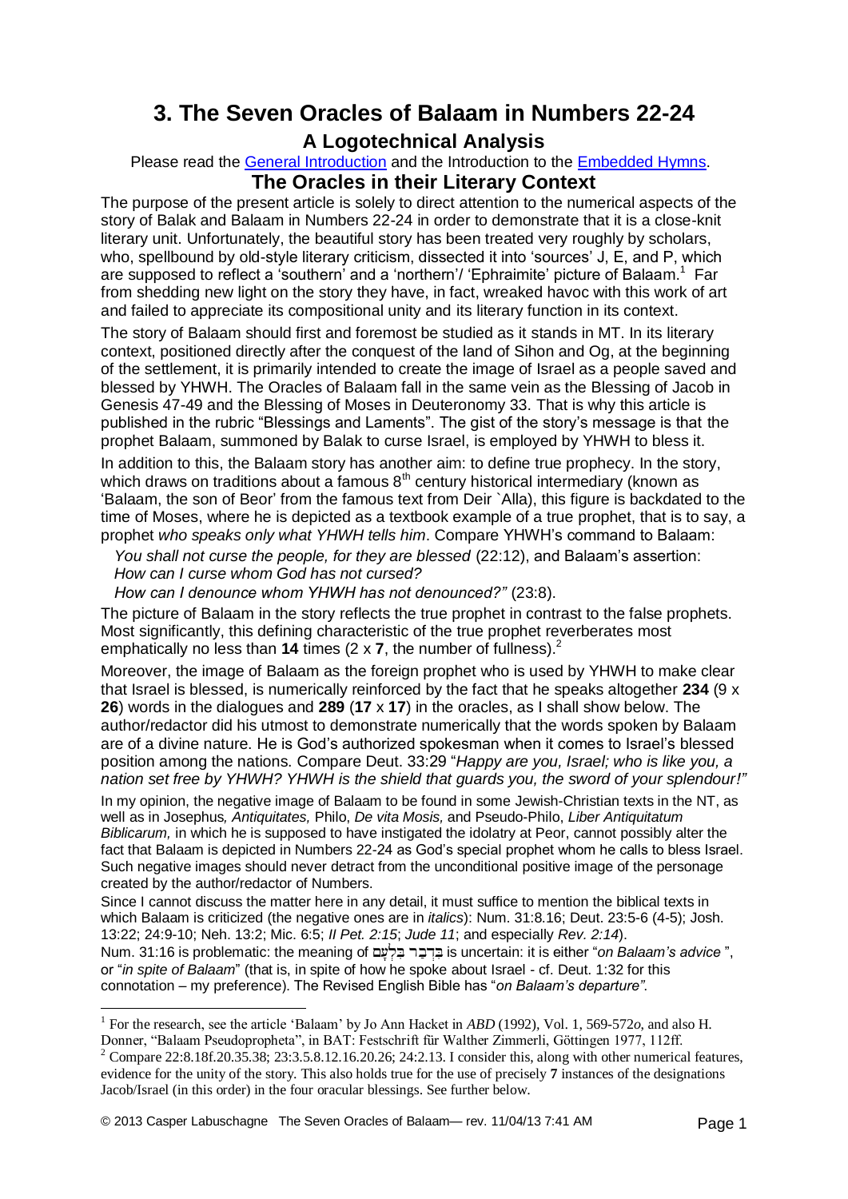# 3. The Seven Oracles of Balaam in Numbers 22-24

## A Logotechnical Analysis

Please read the General Introduction and the Introduction to the Embedded Hymns.

## The Oracles in their Literary Context

The purpose of the present article is solely to direct attention to the numerical aspects of the story of Balak and Balaam in Numbers 22-24 in order to demonstrate that it is a close-knit literary unit. Unfortunately, the beautiful story has been treated very roughly by scholars, who, spellbound by old-style literary criticism, dissected it into 'sources' J, E, and P, which are supposed to reflect a 'southern' and a 'northern'/ 'Ephraimite' picture of Balaam.[1] Far from shedding new light on the story they have, in fact, wreaked havoc with this work of art and failed to appreciate its compositional unity and its literary function in its context.

The story of Balaam should first and foremost be studied as it stands in MT. In its literary context, positioned directly after the conquest of the land of Sihon and Og, at the beginning of the settlement, it is primarily intended to create the image of Israel as a people saved and blessed by YHWH. The Oracles of Balaam fall in the same vein as the Blessing of Jacob in Genesis 47-49 and the Blessing of Moses in Deuteronomy 33. That is why this article is published in the rubric "Blessings and Laments". The gist of the story's message is that the prophet Balaam, summoned by Balak to curse Israel, is employed by YHWH to bless it.

In addition to this, the Balaam story has another aim: to define true prophecy. In the story, which draws on traditions about a famous 8th century historical intermediary (known as 'Balaam, the son of Beor' from the famous text from Deir `Alla), this figure is backdated to the time of Moses, where he is depicted as a textbook example of a true prophet, that is to say, a prophet *who speaks only what YHWH tells him*. Compare YHWH's command to Balaam:

*You shall not curse the people, for they are blessed* (22:12), and Balaam's assertion:
*How can I curse whom God has not cursed?*
*How can I denounce whom YHWH has not denounced?"* (23:8).

The picture of Balaam in the story reflects the true prophet in contrast to the false prophets. Most significantly, this defining characteristic of the true prophet reverberates most emphatically no less than **14** times (2 x **7**, the number of fullness).[2]

Moreover, the image of Balaam as the foreign prophet who is used by YHWH to make clear that Israel is blessed, is numerically reinforced by the fact that he speaks altogether **234** (9 x **26**) words in the dialogues and **289** (**17** x **17**) in the oracles, as I shall show below. The author/redactor did his utmost to demonstrate numerically that the words spoken by Balaam are of a divine nature. He is God's authorized spokesman when it comes to Israel's blessed position among the nations. Compare Deut. 33:29 "*Happy are you, Israel; who is like you, a nation set free by YHWH? YHWH is the shield that guards you, the sword of your splendour!"*

In my opinion, the negative image of Balaam to be found in some Jewish-Christian texts in the NT, as well as in Josephus*, Antiquitates,* Philo, *De vita Mosis,* and Pseudo-Philo, *Liber Antiquitatum Biblicarum,* in which he is supposed to have instigated the idolatry at Peor, cannot possibly alter the fact that Balaam is depicted in Numbers 22-24 as God's special prophet whom he calls to bless Israel. Such negative images should never detract from the unconditional positive image of the personage created by the author/redactor of Numbers.

Since I cannot discuss the matter here in any detail, it must suffice to mention the biblical texts in which Balaam is criticized (the negative ones are in *italics*): Num. 31:8.16; Deut. 23:5-6 (4-5); Josh. 13:22; 24:9-10; Neh. 13:2; Mic. 6:5; *II Pet. 2:15*; *Jude 11*; and especially *Rev. 2:14*).

Num. 31:16 is problematic: the meaning of בִּדְבַר בִּלְעָם is uncertain: it is either "*on Balaam's advice* ", or "*in spite of Balaam*" (that is, in spite of how he spoke about Israel - cf. Deut. 1:32 for this connotation – my preference). The Revised English Bible has "*on Balaam's departure"*.

---

[1] For the research, see the article 'Balaam' by Jo Ann Hacket in *ABD* (1992), Vol. 1, 569-572*o*, and also H. Donner, "Balaam Pseudopropheta", in BAT: Festschrift für Walther Zimmerli, Göttingen 1977, 112ff.

[2] Compare 22:8.18f.20.35.38; 23:3.5.8.12.16.20.26; 24:2.13. I consider this, along with other numerical features, evidence for the unity of the story. This also holds true for the use of precisely **7** instances of the designations Jacob/Israel (in this order) in the four oracular blessings. See further below.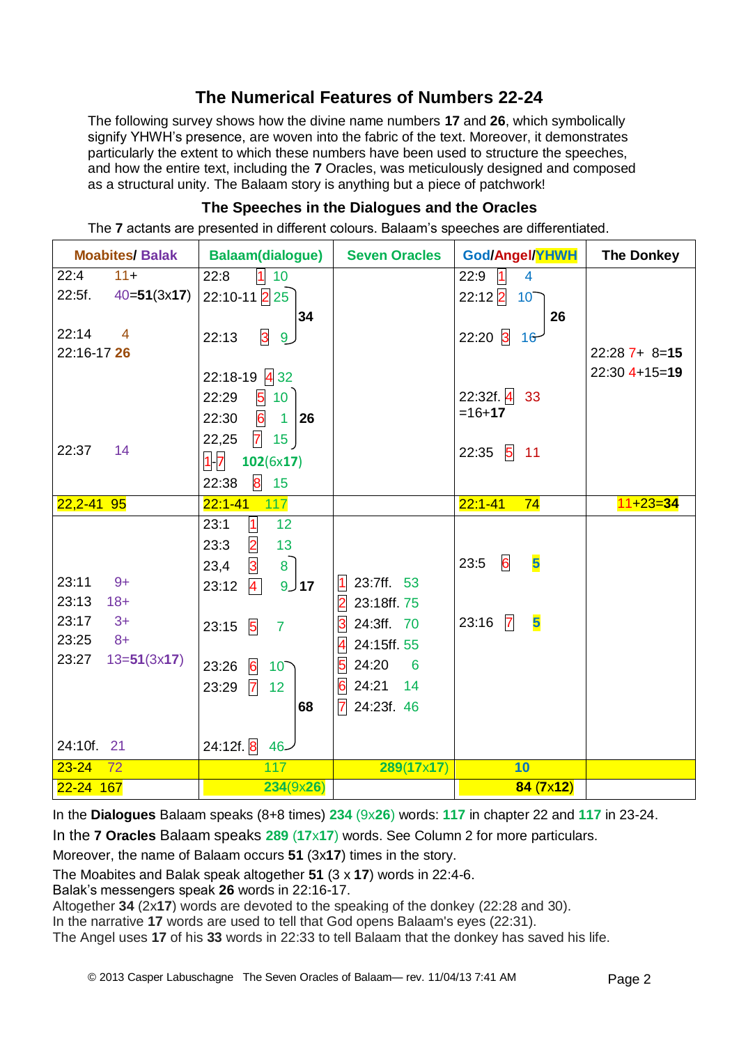# The Numerical Features of Numbers 22-24

The following survey shows how the divine name numbers **17** and **26**, which symbolically signify YHWH's presence, are woven into the fabric of the text. Moreover, it demonstrates particularly the extent to which these numbers have been used to structure the speeches, and how the entire text, including the **7** Oracles, was meticulously designed and composed as a structural unity. The Balaam story is anything but a piece of patchwork!

## The Speeches in the Dialogues and the Oracles

The **7** actants are presented in different colours. Balaam's speeches are differentiated.

| Moabites/ Balak | Balaam(dialogue) | Seven Oracles | God/Angel/YHWH | The Donkey |
|---|---|---|---|---|
| 22:4 11+<br>22:5f. 40=**51**(3x**17**)<br><br>22:14 4<br>22:16-17 **26**<br><br><br><br><br>22:37 14 | 22:8 [1] 10<br>22:10-11 [2] 25 ⎫<br>⎬ **34**<br>22:13 [3] 9 ⎭<br><br>22:18-19 [4] 32<br>22:29 [5] 10 ⎫<br>22:30 [6] 1 ⎬ **26**<br>22,25 [7] 15 ⎭<br>[1]-[7] **102**(6x**17**)<br>22:38 [8] 15 | | 22:9 [1] 4<br>22:12 [2] 10 ⎫<br>⎬ **26**<br>22:20 [3] 16 ⎭<br><br>22:32f. [4] 33<br>=16+**17**<br><br>22:35 [5] 11 | <br><br><br><br>22:28 7+ 8=**15**<br>22:30 4+15=**19** |
| 22,2-41 95 | 22:1-41 117 | | 22:1-41 74 | 11+23=**34** |
| <br><br><br>23:11 9+<br>23:13 18+<br>23:17 3+<br>23:25 8+<br>23:27 13=**51**(3x**17**)<br><br><br><br>24:10f. 21 | 23:1 [1] 12<br>23:3 [2] 13<br>23,4 [3] 8 ⎫<br>23:12 [4] 9 ⎭ **17**<br><br>23:15 [5] 7<br><br>23:26 [6] 10 ⎫<br>23:29 [7] 12 ⎪<br>⎬ **68**<br><br>24:12f. [8] 46 ⎭ | <br><br><br>[1] 23:7ff. 53<br>[2] 23:18ff. 75<br>[3] 24:3ff. 70<br>[4] 24:15ff. 55<br>[5] 24:20 6<br>[6] 24:21 14<br>[7] 24:23f. 46 | <br><br>23:5 [6] **5**<br><br><br>23:16 [7] **5** | |
| 23-24 72 | 117 | **289**(**17**x**17**) | **10** | |
| 22-24 167 | **234**(9x**26**) | | **84** (7x12) | |

In the **Dialogues** Balaam speaks (8+8 times) **234** (9x**26**) words: **117** in chapter 22 and **117** in 23-24.

In the **7 Oracles** Balaam speaks **289** (**17**x**17**) words. See Column 2 for more particulars.

Moreover, the name of Balaam occurs **51** (3x**17**) times in the story.

The Moabites and Balak speak altogether **51** (3 x **17**) words in 22:4-6.
Balak's messengers speak **26** words in 22:16-17.
Altogether **34** (2x**17**) words are devoted to the speaking of the donkey (22:28 and 30).
In the narrative **17** words are used to tell that God opens Balaam's eyes (22:31).
The Angel uses **17** of his **33** words in 22:33 to tell Balaam that the donkey has saved his life.

© 2013 Casper Labuschagne The Seven Oracles of Balaam— rev. 11/04/13 7:41 AM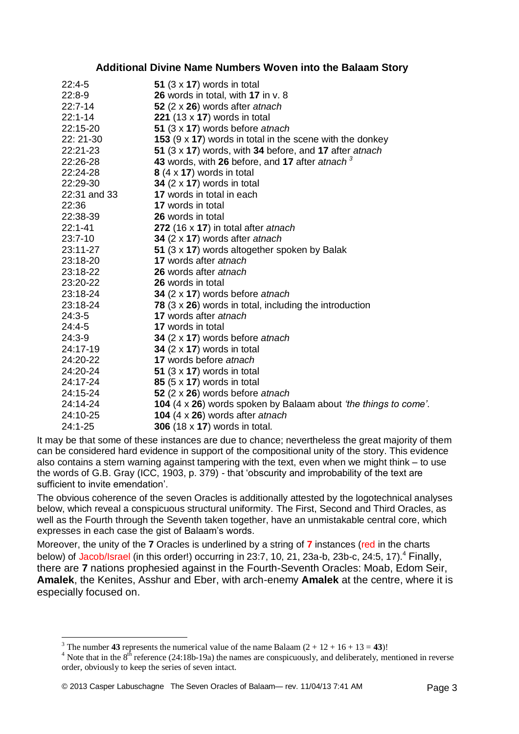### Additional Divine Name Numbers Woven into the Balaam Story

| | |
|---|---|
| 22:4-5 | **51** (3 x **17**) words in total |
| 22:8-9 | **26** words in total, with **17** in v. 8 |
| 22:7-14 | **52** (2 x **26**) words after *atnach* |
| 22:1-14 | **221** (13 x **17**) words in total |
| 22:15-20 | **51** (3 x **17**) words before *atnach* |
| 22: 21-30 | **153** (9 x **17**) words in total in the scene with the donkey |
| 22:21-23 | **51** (3 x **17**) words, with **34** before, and **17** after *atnach* |
| 22:26-28 | **43** words, with **26** before, and **17** after *atnach* [3] |
| 22:24-28 | **8** (4 x **17**) words in total |
| 22:29-30 | **34** (2 x **17**) words in total |
| 22:31 and 33 | **17** words in total in each |
| 22:36 | **17** words in total |
| 22:38-39 | **26** words in total |
| 22:1-41 | **272** (16 x **17**) in total after *atnach* |
| 23:7-10 | **34** (2 x **17**) words after *atnach* |
| 23:11-27 | **51** (3 x **17**) words altogether spoken by Balak |
| 23:18-20 | **17** words after *atnach* |
| 23:18-22 | **26** words after *atnach* |
| 23:20-22 | **26** words in total |
| 23:18-24 | **34** (2 x **17**) words before *atnach* |
| 23:18-24 | **78** (3 x **26**) words in total, including the introduction |
| 24:3-5 | **17** words after *atnach* |
| 24:4-5 | **17** words in total |
| 24:3-9 | **34** (2 x **17**) words before *atnach* |
| 24:17-19 | **34** (2 x **17**) words in total |
| 24:20-22 | **17** words before *atnach* |
| 24:20-24 | **51** (3 x **17**) words in total |
| 24:17-24 | **85** (5 x **17**) words in total |
| 24:15-24 | **52** (2 x **26**) words before *atnach* |
| 24:14-24 | **104** (4 x **26**) words spoken by Balaam about *'the things to come'*. |
| 24:10-25 | **104** (4 x **26**) words after *atnach* |
| 24:1-25 | **306** (18 x **17**) words in total. |

It may be that some of these instances are due to chance; nevertheless the great majority of them can be considered hard evidence in support of the compositional unity of the story. This evidence also contains a stern warning against tampering with the text, even when we might think – to use the words of G.B. Gray (ICC, 1903, p. 379) - that 'obscurity and improbability of the text are sufficient to invite emendation'.

The obvious coherence of the seven Oracles is additionally attested by the logotechnical analyses below, which reveal a conspicuous structural uniformity. The First, Second and Third Oracles, as well as the Fourth through the Seventh taken together, have an unmistakable central core, which expresses in each case the gist of Balaam's words.

Moreover, the unity of the **7** Oracles is underlined by a string of **7** instances (red in the charts below) of Jacob/Israel (in this order!) occurring in 23:7, 10, 21, 23a-b, 23b-c, 24:5, 17).[4] Finally, there are **7** nations prophesied against in the Fourth-Seventh Oracles: Moab, Edom Seir, **Amalek**, the Kenites, Asshur and Eber, with arch-enemy **Amalek** at the centre, where it is especially focused on.

---

[3] The number **43** represents the numerical value of the name Balaam (2 + 12 + 16 + 13 = **43**)!

[4] Note that in the 8th reference (24:18b-19a) the names are conspicuously, and deliberately, mentioned in reverse order, obviously to keep the series of seven intact.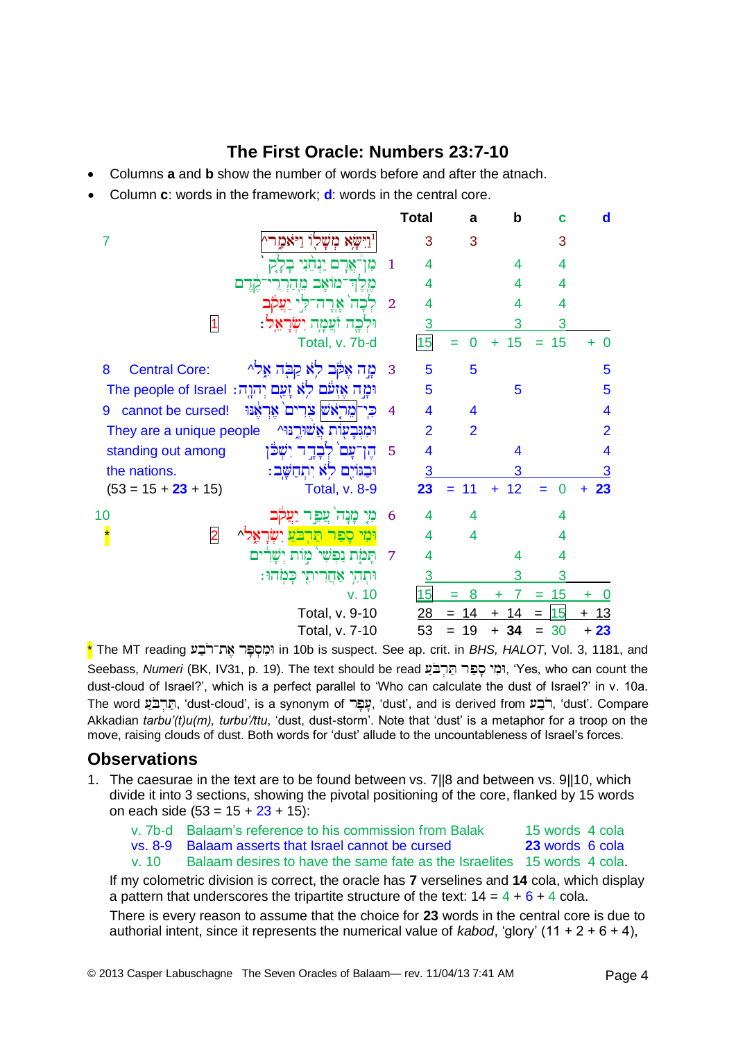## The First Oracle: Numbers 23:7-10

- Columns **a** and **b** show the number of words before and after the atnach.
- Column **c**: words in the framework; **d**: words in the central core.

| | | | Total | a | b | c | d |
|---|---|---|---|---|---|---|---|
| 7 | וַיִּשָּׂא מְשָׁלוֹ וַיֹּאמַר^[1] | | 3 | 3 | | 3 | |
| | מִן־אֲרָם יַנְחֵנִי בָלָק | 1 | 4 | | 4 | 4 | |
| | מֶלֶךְ־מוֹאָב מֵהַרְרֵי־קֶדֶם | | 4 | | 4 | 4 | |
| | לְכָה אָרָה־לִּי יַעֲקֹב | 2 | 4 | | 4 | 4 | |
| [1] | וּלְכָה זֹעֲמָה יִשְׂרָאֵל׃ | | 3 | | 3 | 3 | |
| | Total, v. 7b-d | | 15 | = 0 | + 15 | = 15 | + 0 |
| 8 Central Core: | מָה אֶקֹּב לֹא קַבֹּה אֵל^ | 3 | 5 | 5 | | | 5 |
| The people of Israel | וּמָה אֶזְעֹם לֹא זָעַם יְהוָה׃ | | 5 | | 5 | | 5 |
| 9 cannot be cursed! | כִּי־מֵרֹאשׁ צֻרִים אֶרְאֶנּוּ | 4 | 4 | 4 | | | 4 |
| They are a unique people | וּמִגְּבָעוֹת אֲשׁוּרֶנּוּ^ | | 2 | 2 | | | 2 |
| standing out among | הֶן־עָם לְבָדָד יִשְׁכֹּן | 5 | 4 | | 4 | | 4 |
| the nations. | וּבַגּוֹיִם לֹא יִתְחַשָּׁב׃ | | 3 | | 3 | | 3 |
| (53 = 15 + **23** + 15) | Total, v. 8-9 | | **23** | = 11 | + 12 | = 0 | + **23** |
| 10 | מִי מָנָה עֲפַר יַעֲקֹב | 6 | 4 | 4 | | 4 | |
| * | [2] וּמִי סָפַר תַּרְבֻּעַ יִשְׂרָאֵל^ | | 4 | 4 | | 4 | |
| | תָּמֹת נַפְשִׁי מוֹת יְשָׁרִים | 7 | 4 | | 4 | 4 | |
| | וּתְהִי אַחֲרִיתִי כָּמֹהוּ׃ | | 3 | | 3 | 3 | |
| | v. 10 | | 15 | = 8 | + 7 | = 15 | + 0 |
| | Total, v. 9-10 | | 28 | = 14 | + 14 | = 15 | + 13 |
| | Total, v. 7-10 | | 53 | = 19 | + **34** | = 30 | + **23** |

\* The MT reading וּמִסְפָּר אֶת־רֹבַע in 10b is suspect. See ap. crit. in *BHS*, *HALOT*, Vol. 3, 1181, and Seebass, *Numeri* (BK, IV31, p. 19). The text should be read וּמִי סָפַר תַּרְבֻּעַ, 'Yes, who can count the dust-cloud of Israel?', which is a perfect parallel to 'Who can calculate the dust of Israel?' in v. 10a. The word תַּרְבֻּעַ, 'dust-cloud', is a synonym of עָפָר, 'dust', and is derived from רֹבַע, 'dust'. Compare Akkadian *tarbu'(t)u(m), turbu'/ttu*, 'dust, dust-storm'. Note that 'dust' is a metaphor for a troop on the move, raising clouds of dust. Both words for 'dust' allude to the uncountableness of Israel's forces.

## Observations

1. The caesurae in the text are to be found between vs. 7||8 and between vs. 9||10, which divide it into 3 sections, showing the pivotal positioning of the core, flanked by 15 words on each side (53 = 15 + 23 + 15):

   | | | | |
   |---|---|---|---|
   | v. 7b-d | Balaam's reference to his commission from Balak | 15 words | 4 cola |
   | vs. 8-9 | Balaam asserts that Israel cannot be cursed | **23** words | 6 cola |
   | v. 10 | Balaam desires to have the same fate as the Israelites | 15 words | 4 cola. |

   If my colometric division is correct, the oracle has **7** verselines and **14** cola, which display a pattern that underscores the tripartite structure of the text: 14 = 4 + 6 + 4 cola.

   There is every reason to assume that the choice for **23** words in the central core is due to authorial intent, since it represents the numerical value of *kabod*, 'glory' (11 + 2 + 6 + 4),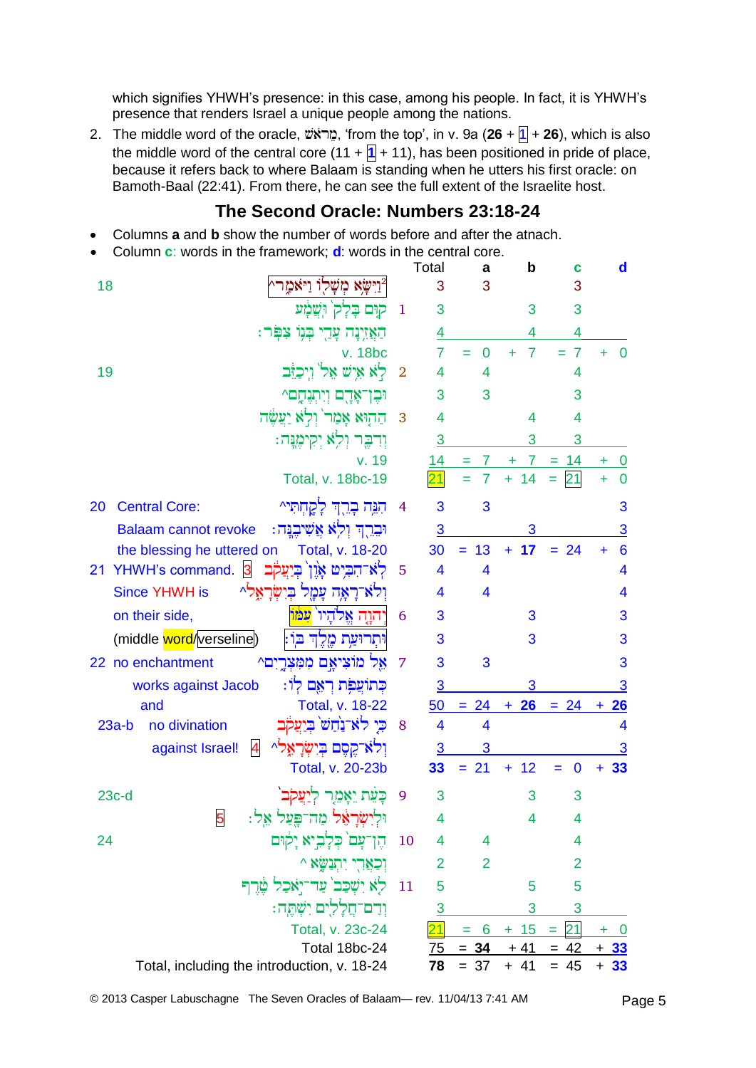which signifies YHWH's presence: in this case, among his people. In fact, it is YHWH's presence that renders Israel a unique people among the nations.

2. The middle word of the oracle, מֵרֹאשׁ, 'from the top', in v. 9a (**26** + 1 + **26**), which is also the middle word of the central core (11 + **1** + 11), has been positioned in pride of place, because it refers back to where Balaam is standing when he utters his first oracle: on Bamoth-Baal (22:41). From there, he can see the full extent of the Israelite host.

## The Second Oracle: Numbers 23:18-24

- Columns **a** and **b** show the number of words before and after the atnach.
- Column **c**: words in the framework; **d**: words in the central core.

| Verse | Comment | Hebrew text | Line | Total | | a | | b | | c | | d |
|---|---|---|---|---|---|---|---|---|---|---|---|---|
| 18 | | וַיִּשָּׂא מְשָׁלוֹ וַיֹּאמַר^ [2] | | 3 | | 3 | | | | 3 | | |
| | | קוּם בָּלָק וּשְׁמָע | 1 | 3 | | | | 3 | | 3 | | |
| | | הַאֲזִינָה עָדַי בְּנוֹ צִפֹּר: | | 4 | | | | 4 | | 4 | | |
| | v. 18bc | | | 7 | = | 0 | + | 7 | = | 7 | + | 0 |
| 19 | | לֹא אִישׁ אֵל וִיכַזֵּב | 2 | 4 | | 4 | | | | 4 | | |
| | | וּבֶן־אָדָם וְיִתְנֶחָם^ | | 3 | | 3 | | | | 3 | | |
| | | הַהוּא אָמַר וְלֹא יַעֲשֶׂה | 3 | 4 | | | | 4 | | 4 | | |
| | | וְדִבֶּר וְלֹא יְקִימֶנָּה: | | 3 | | | | 3 | | 3 | | |
| | v. 19 | | | 14 | = | 7 | + | 7 | = | 14 | + | 0 |
| | Total, v. 18bc-19 | | | 21 | = | 7 | + | 14 | = | 21 | + | 0 |
| 20 | Central Core: | הִנֵּה בָרֵךְ לָקָחְתִּי^ | 4 | 3 | | 3 | | | | | | 3 |
| | Balaam cannot revoke | וּבֵרֵךְ וְלֹא אֲשִׁיבֶנָּה: | | 3 | | | | 3 | | | | 3 |
| | the blessing he uttered on | Total, v. 18-20 | | 30 | = | 13 | + | **17** | = | 24 | + | 6 |
| 21 | YHWH's command. [3] | לֹא־הִבִּיט אָוֶן בְּיַעֲקֹב | 5 | 4 | | 4 | | | | | | 4 |
| | Since YHWH is | וְלֹא־רָאָה עָמָל בְּיִשְׂרָאֵל^ | | 4 | | 4 | | | | | | 4 |
| | on their side, | יְהוָה אֱלֹהָיו עִמּוֹ | 6 | 3 | | | | 3 | | | | 3 |
| | (middle word/verseline) | וּתְרוּעַת מֶלֶךְ בּוֹ: | | 3 | | | | 3 | | | | 3 |
| 22 | no enchantment | אֵל מוֹצִיאָם מִמִּצְרָיִם^ | 7 | 3 | | 3 | | | | | | 3 |
| | works against Jacob | כְּתוֹעֲפֹת רְאֵם לוֹ: | | 3 | | | | 3 | | | | 3 |
| | and | Total, v. 18-22 | | 50 | = | 24 | + | **26** | = | 24 | + | **26** |
| 23a-b | no divination | כִּי לֹא־נַחַשׁ בְּיַעֲקֹב | 8 | 4 | | 4 | | | | | | 4 |
| | against Israel! [4] | וְלֹא־קֶסֶם בְּיִשְׂרָאֵל^ | | 3 | | 3 | | | | | | 3 |
| | | Total, v. 20-23b | | **33** | = | 21 | + | 12 | = | 0 | + | **33** |
| 23c-d | | כָּעֵת יֵאָמֵר לְיַעֲקֹב | 9 | 3 | | | | 3 | | 3 | | |
| | [5] | וּלְיִשְׂרָאֵל מַה־פָּעַל אֵל: | | 4 | | | | 4 | | 4 | | |
| 24 | | הֶן־עָם כְּלָבִיא יָקוּם | 10 | 4 | | 4 | | | | 4 | | |
| | | וְכַאֲרִי יִתְנַשָּׂא ^ | | 2 | | 2 | | | | 2 | | |
| | | לֹא יִשְׁכַּב עַד־יֹאכַל טֶרֶף | 11 | 5 | | | | 5 | | 5 | | |
| | | וְדַם־חֲלָלִים יִשְׁתֶּה: | | 3 | | | | 3 | | 3 | | |
| | Total, v. 23c-24 | | | 21 | = | 6 | + | 15 | = | 21 | + | 0 |
| | Total 18bc-24 | | | 75 | = | **34** | + | 41 | = | 42 | + | **33** |
| | Total, including the introduction, v. 18-24 | | | **78** | = | 37 | + | 41 | = | 45 | + | **33** |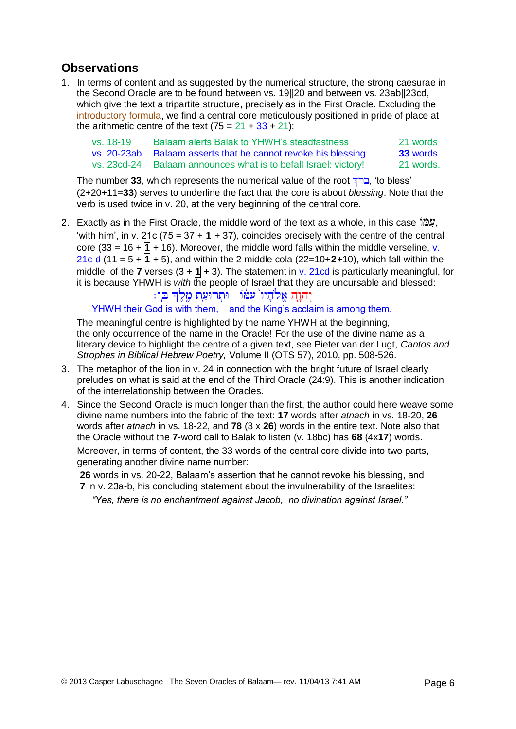## Observations

1. In terms of content and as suggested by the numerical structure, the strong caesurae in the Second Oracle are to be found between vs. 19||20 and between vs. 23ab||23cd, which give the text a tripartite structure, precisely as in the First Oracle. Excluding the introductory formula, we find a central core meticulously positioned in pride of place at the arithmetic centre of the text (75 = 21 + 33 + 21):

   | | | |
   |---|---|---|
   | vs. 18-19 | Balaam alerts Balak to YHWH's steadfastness | 21 words |
   | vs. 20-23ab | Balaam asserts that he cannot revoke his blessing | **33** words |
   | vs. 23cd-24 | Balaam announces what is to befall Israel: victory! | 21 words. |

   The number **33**, which represents the numerical value of the root ברךְ, 'to bless' (2+20+11=**33**) serves to underline the fact that the core is about *blessing*. Note that the verb is used twice in v. 20, at the very beginning of the central core.

2. Exactly as in the First Oracle, the middle word of the text as a whole, in this case עִמּוֹ, 'with him', in v. 21c (75 = 37 + **1** + 37), coincides precisely with the centre of the central core (33 = 16 + **1** + 16). Moreover, the middle word falls within the middle verseline, v. 21c-d (11 = 5 + **1** + 5), and within the 2 middle cola (22=10+**2**+10), which fall within the middle of the **7** verses (3 + **1** + 3). The statement in v. 21cd is particularly meaningful, for it is because YHWH is *with* the people of Israel that they are uncursable and blessed:

   יְהוָ֤ה אֱלֹהָיו֙ עִמּ֔וֹ וּתְרוּעַ֥ת מֶ֖לֶךְ בּֽוֹ׃

   YHWH their God is with them, and the King's acclaim is among them.

   The meaningful centre is highlighted by the name YHWH at the beginning, the only occurrence of the name in the Oracle! For the use of the divine name as a literary device to highlight the centre of a given text, see Pieter van der Lugt, *Cantos and Strophes in Biblical Hebrew Poetry,* Volume II (OTS 57), 2010, pp. 508-526.

3. The metaphor of the lion in v. 24 in connection with the bright future of Israel clearly preludes on what is said at the end of the Third Oracle (24:9). This is another indication of the interrelationship between the Oracles.

4. Since the Second Oracle is much longer than the first, the author could here weave some divine name numbers into the fabric of the text: **17** words after *atnach* in vs. 18-20, **26** words after *atnach* in vs. 18-22, and **78** (3 x **26**) words in the entire text. Note also that the Oracle without the **7**-word call to Balak to listen (v. 18bc) has **68** (4x**17**) words.

   Moreover, in terms of content, the 33 words of the central core divide into two parts, generating another divine name number:

   **26** words in vs. 20-22, Balaam's assertion that he cannot revoke his blessing, and
   **7** in v. 23a-b, his concluding statement about the invulnerability of the Israelites:

   *"Yes, there is no enchantment against Jacob, no divination against Israel."*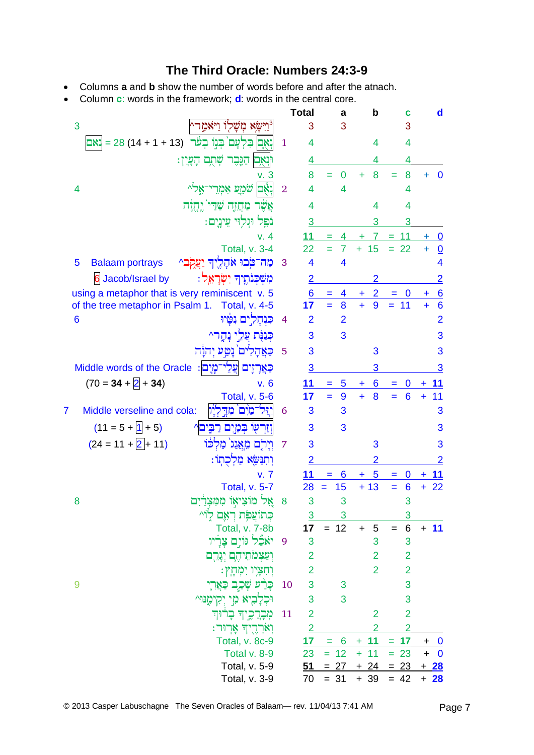# The Third Oracle: Numbers 24:3-9

- Columns **a** and **b** show the number of words before and after the atnach.
- Column **c**: words in the framework; **d**: words in the central core.

| Verse / Note | Hebrew text | Line | Total | = | a | + | b | = | c | + | d |
|---|---|---|---|---|---|---|---|---|---|---|---|
| 3 | וַיִּשָּׂא מְשָׁלוֹ וַיֹּאמַר^ | | 3 | | 3 | | | | 3 | | |
| נאם = 28 (14 + 1 + 13) | נְאֻם בִּלְעָם בְּנוֹ בְעֹר | 1 | 4 | | | | 4 | | 4 | | |
| | וּנְאֻם הַגֶּבֶר שְׁתֻם הָעָיִן׃ | | 4 | | | | 4 | | 4 | | |
| | v. 3 | | 8 | = | 0 | + | 8 | = | 8 | + | 0 |
| 4 | נְאֻם שֹׁמֵעַ אִמְרֵי־אֵל^ | 2 | 4 | | 4 | | | | 4 | | |
| | אֲשֶׁר מַחֲזֵה שַׁדַּי יֶחֱזֶה | | 4 | | | | 4 | | 4 | | |
| | נֹפֵל וּגְלוּי עֵינָיִם׃ | | 3 | | | | 3 | | 3 | | |
| | v. 4 | | **11** | = | 4 | + | 7 | = | 11 | + | 0 |
| | Total, v. 3-4 | | 22 | = | 7 | + | 15 | = | 22 | + | 0 |
| 5 Balaam portrays | מַה־טֹּבוּ אֹהָלֶיךָ יַעֲקֹב^ | 3 | 4 | | 4 | | | | | | 4 |
| 6 Jacob/Israel by | מִשְׁכְּנֹתֶיךָ יִשְׂרָאֵל׃ | | 2 | | | | 2 | | | | 2 |
| using a metaphor that is very reminiscent | v. 5 | | 6 | = | 4 | + | 2 | = | 0 | + | 6 |
| of the tree metaphor in Psalm 1. | Total, v. 4-5 | | **17** | = | 8 | + | 9 | = | 11 | + | 6 |
| 6 | כִּנְחָלִים נִטָּיוּ | 4 | 2 | | 2 | | | | | | 2 |
| | כְּגַנֹּת עֲלֵי נָהָר^ | | 3 | | 3 | | | | | | 3 |
| | כַּאֲהָלִים נָטַע יְהוָה | 5 | 3 | | | | 3 | | | | 3 |
| Middle words of the Oracle | כַּאֲרָזִים עֲלֵי־מָיִם׃ | | 3 | | | | 3 | | | | 3 |
| (70 = **34** + 2 + **34**) | v. 6 | | **11** | = | 5 | + | 6 | = | 0 | + | **11** |
| | Total, v. 5-6 | | **17** | = | 9 | + | 8 | = | 6 | + | 11 |
| 7 Middle verseline and cola: | יִזַּל־מַיִם מִדָּלְיָו | 6 | 3 | | 3 | | | | | | 3 |
| (11 = 5 + 1 + 5) | וְזַרְעוֹ בְּמַיִם רַבִּים^ | | 3 | | 3 | | | | | | 3 |
| (24 = 11 + 2 + 11) | וְיָרֹם מֵאֲגַג מַלְכּוֹ | 7 | 3 | | | | 3 | | | | 3 |
| | וְתִנַּשֵּׂא מַלְכֻתוֹ׃ | | 2 | | | | 2 | | | | 2 |
| | v. 7 | | **11** | = | 6 | + | 5 | = | 0 | + | **11** |
| | Total, v. 5-7 | | 28 | = | 15 | + | 13 | = | 6 | + | 22 |
| 8 | אֵל מוֹצִיאוֹ מִמִּצְרַיִם | 8 | 3 | | 3 | | | | 3 | | |
| | כְּתוֹעֲפֹת רְאֵם לוֹ^ | | 3 | | 3 | | | | 3 | | |
| | Total, v. 7-8b | | **17** | = | 12 | + | 5 | = | 6 | + | **11** |
| | יֹאכַל גּוֹיִם צָרָיו | 9 | 3 | | | | 3 | | 3 | | |
| | וְעַצְמֹתֵיהֶם יְגָרֵם | | 2 | | | | 2 | | 2 | | |
| | וְחִצָּיו יִמְחָץ׃ | | 2 | | | | 2 | | 2 | | |
| 9 | כָּרַע שָׁכַב כַּאֲרִי | 10 | 3 | | 3 | | | | 3 | | |
| | וּכְלָבִיא מִי יְקִימֶנּוּ^ | | 3 | | 3 | | | | 3 | | |
| | מְבָרֲכֶיךָ בָרוּךְ | 11 | 2 | | | | 2 | | 2 | | |
| | וְאֹרְרֶיךָ אָרוּר׃ | | 2 | | | | 2 | | 2 | | |
| | Total, v. 8c-9 | | **17** | = | 6 | + | **11** | = | **17** | + | 0 |
| | Total v. 8-9 | | 23 | = | 12 | + | 11 | = | 23 | + | 0 |
| | Total, v. 5-9 | | **51** | = | 27 | + | 24 | = | 23 | + | **28** |
| | Total, v. 3-9 | | 70 | = | 31 | + | 39 | = | 42 | + | **28** |

© 2013 Casper Labuschagne The Seven Oracles of Balaam— rev. 11/04/13 7:41 AM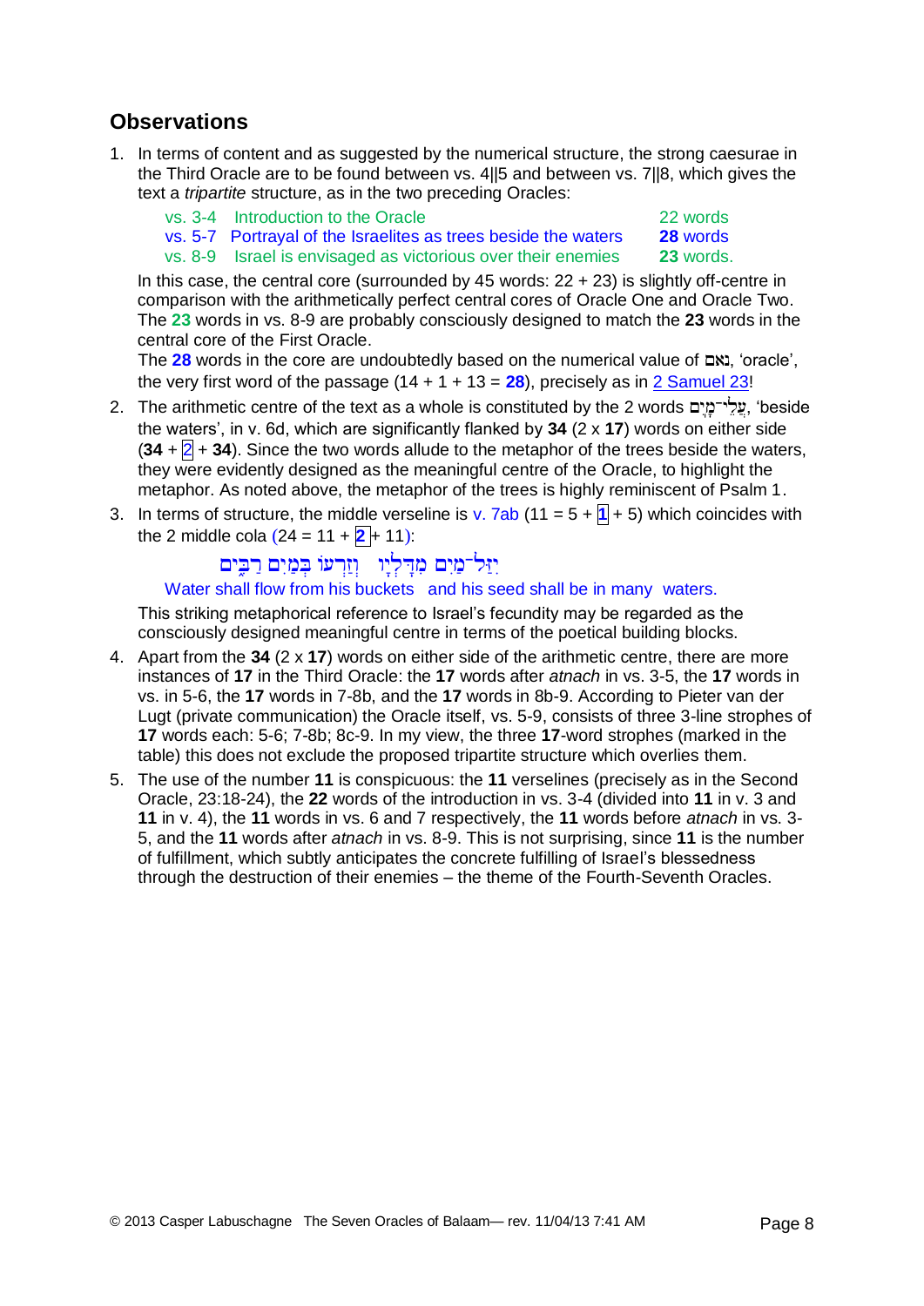## Observations

1. In terms of content and as suggested by the numerical structure, the strong caesurae in the Third Oracle are to be found between vs. 4||5 and between vs. 7||8, which gives the text a *tripartite* structure, as in the two preceding Oracles:

   | | | |
   |---|---|---|
   | vs. 3-4 | Introduction to the Oracle | 22 words |
   | vs. 5-7 | Portrayal of the Israelites as trees beside the waters | **28** words |
   | vs. 8-9 | Israel is envisaged as victorious over their enemies | **23** words. |

   In this case, the central core (surrounded by 45 words: 22 + 23) is slightly off-centre in comparison with the arithmetically perfect central cores of Oracle One and Oracle Two. The **23** words in vs. 8-9 are probably consciously designed to match the **23** words in the central core of the First Oracle.
   The **28** words in the core are undoubtedly based on the numerical value of נאם, 'oracle', the very first word of the passage (14 + 1 + 13 = **28**), precisely as in 2 Samuel 23!

2. The arithmetic centre of the text as a whole is constituted by the 2 words עֲלֵי־מָיִם, 'beside the waters', in v. 6d, which are significantly flanked by **34** (2 x **17**) words on either side (**34** + 2 + **34**). Since the two words allude to the metaphor of the trees beside the waters, they were evidently designed as the meaningful centre of the Oracle, to highlight the metaphor. As noted above, the metaphor of the trees is highly reminiscent of Psalm 1.

3. In terms of structure, the middle verseline is v. 7ab (11 = 5 + **1** + 5) which coincides with the 2 middle cola (24 = 11 + **2** + 11):

   יִזַּל־מַיִם מִדָּלְיָו   וְזַרְעוֹ בְּמַיִם רַבִּים

   Water shall flow from his buckets   and his seed shall be in many waters.

   This striking metaphorical reference to Israel's fecundity may be regarded as the consciously designed meaningful centre in terms of the poetical building blocks.

4. Apart from the **34** (2 x **17**) words on either side of the arithmetic centre, there are more instances of **17** in the Third Oracle: the **17** words after *atnach* in vs. 3-5, the **17** words in vs. in 5-6, the **17** words in 7-8b, and the **17** words in 8b-9. According to Pieter van der Lugt (private communication) the Oracle itself, vs. 5-9, consists of three 3-line strophes of **17** words each: 5-6; 7-8b; 8c-9. In my view, the three **17**-word strophes (marked in the table) this does not exclude the proposed tripartite structure which overlies them.

5. The use of the number **11** is conspicuous: the **11** verselines (precisely as in the Second Oracle, 23:18-24), the **22** words of the introduction in vs. 3-4 (divided into **11** in v. 3 and **11** in v. 4), the **11** words in vs. 6 and 7 respectively, the **11** words before *atnach* in vs. 3-5, and the **11** words after *atnach* in vs. 8-9. This is not surprising, since **11** is the number of fulfillment, which subtly anticipates the concrete fulfilling of Israel's blessedness through the destruction of their enemies – the theme of the Fourth-Seventh Oracles.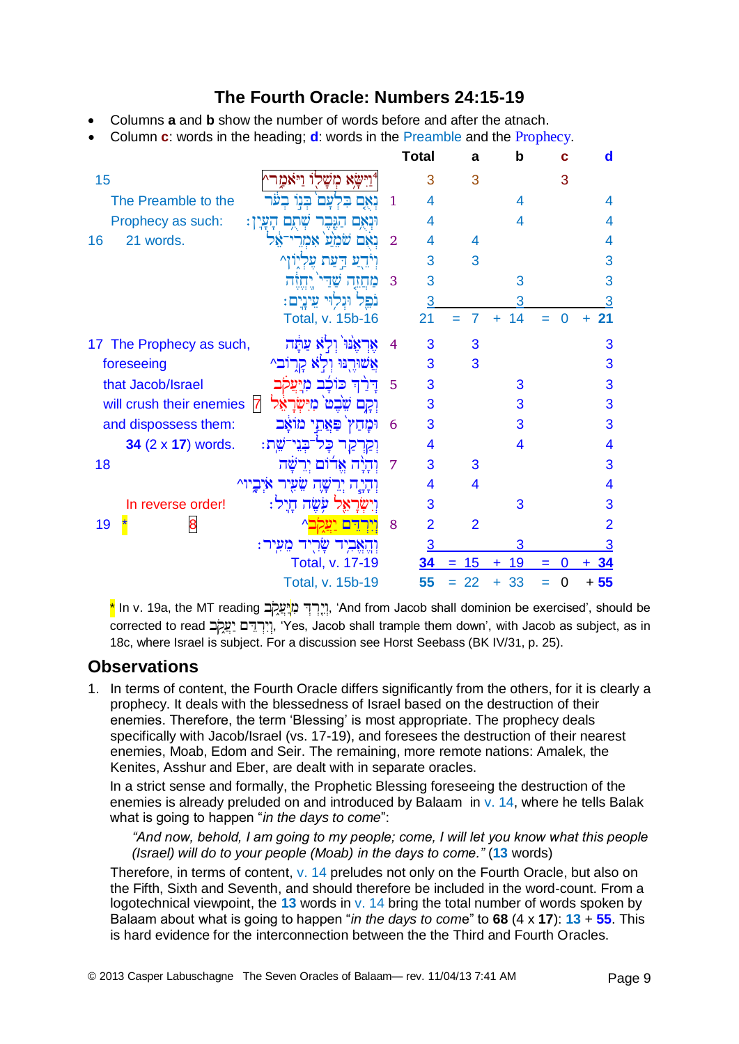# The Fourth Oracle: Numbers 24:15-19

- Columns **a** and **b** show the number of words before and after the atnach.
- Column **c**: words in the heading; **d**: words in the Preamble and the Prophecy.

| Verse | Description | Hebrew | | Total | a | b | c | d |
|---|---|---|---|---|---|---|---|---|
| 15 | | וַיִּשָּׂא מְשָׁלוֹ וַיֹּאמַר^ | | 3 | 3 | | 3 | |
| | The Preamble to the | נְאֻם בִּלְעָם בְּנוֹ בְעֹר | 1 | 4 | | 4 | | 4 |
| | Prophecy as such: | וּנְאֻם הַגֶּבֶר שְׁתֻם הָעָיִן׃ | | 4 | | 4 | | 4 |
| 16 | 21 words. | נְאֻם שֹׁמֵעַ אִמְרֵי־אֵל | 2 | 4 | 4 | | | 4 |
| | | וְיֹדֵעַ דַּעַת עֶלְיוֹן^ | | 3 | 3 | | | 3 |
| | | מַחֲזֵה שַׁדַּי יֶחֱזֶה | 3 | 3 | | 3 | | 3 |
| | | נֹפֵל וּגְלוּי עֵינָיִם׃ | | 3 | | 3 | | 3 |
| | | Total, v. 15b-16 | | 21 | = 7 | + 14 | = 0 | + **21** |
| 17 | The Prophecy as such, | אֶרְאֶנּוּ וְלֹא עַתָּה | 4 | 3 | 3 | | | 3 |
| | foreseeing | אֲשׁוּרֶנּוּ וְלֹא קָרוֹב^ | | 3 | 3 | | | 3 |
| | that Jacob/Israel | דָּרַךְ כּוֹכָב מִיַּעֲקֹב | 5 | 3 | | 3 | | 3 |
| | will crush their enemies 7 | וְקָם שֵׁבֶט מִיִּשְׂרָאֵל | | 3 | | 3 | | 3 |
| | and dispossess them: | וּמָחַץ פַּאֲתֵי מוֹאָב | 6 | 3 | | 3 | | 3 |
| | **34** (2 x **17**) words. | וְקַרְקַר כָּל־בְּנֵי־שֵׁת׃ | | 4 | | 4 | | 4 |
| 18 | | וְהָיָה אֱדוֹם יְרֵשָׁה | 7 | 3 | 3 | | | 3 |
| | | וְהָיָה יְרֵשָׁה שֵׂעִיר אֹיְבָיו^ | | 4 | 4 | | | 4 |
| | In reverse order! | וְיִשְׂרָאֵל עֹשֶׂה חָיִל׃ | | 3 | | 3 | | 3 |
| 19 | * 8 | וְיִרְדֵּם יַעֲקֹב^ | 8 | 2 | 2 | | | 2 |
| | | וְהֶאֱבִיד שָׂרִיד מֵעִיר׃ | | 3 | | 3 | | 3 |
| | | Total, v. 17-19 | | **34** | = 15 | + 19 | = 0 | + **34** |
| | | Total, v. 15b-19 | | **55** | = 22 | + 33 | = 0 | + **55** |

\* In v. 19a, the MT reading וְיֵרְדְּ מִיַּעֲקֹב, 'And from Jacob shall dominion be exercised', should be corrected to read וְיִרְדֵּם יַעֲקֹב, 'Yes, Jacob shall trample them down', with Jacob as subject, as in 18c, where Israel is subject. For a discussion see Horst Seebass (BK IV/31, p. 25).

## Observations

1. In terms of content, the Fourth Oracle differs significantly from the others, for it is clearly a prophecy. It deals with the blessedness of Israel based on the destruction of their enemies. Therefore, the term 'Blessing' is most appropriate. The prophecy deals specifically with Jacob/Israel (vs. 17-19), and foresees the destruction of their nearest enemies, Moab, Edom and Seir. The remaining, more remote nations: Amalek, the Kenites, Asshur and Eber, are dealt with in separate oracles.

   In a strict sense and formally, the Prophetic Blessing foreseeing the destruction of the enemies is already preluded on and introduced by Balaam in v. 14, where he tells Balak what is going to happen "*in the days to come*":

   > *"And now, behold, I am going to my people; come, I will let you know what this people (Israel) will do to your people (Moab) in the days to come."* (**13** words)

   Therefore, in terms of content, v. 14 preludes not only on the Fourth Oracle, but also on the Fifth, Sixth and Seventh, and should therefore be included in the word-count. From a logotechnical viewpoint, the **13** words in v. 14 bring the total number of words spoken by Balaam about what is going to happen "*in the days to come*" to **68** (4 x **17**): **13** + **55**. This is hard evidence for the interconnection between the the Third and Fourth Oracles.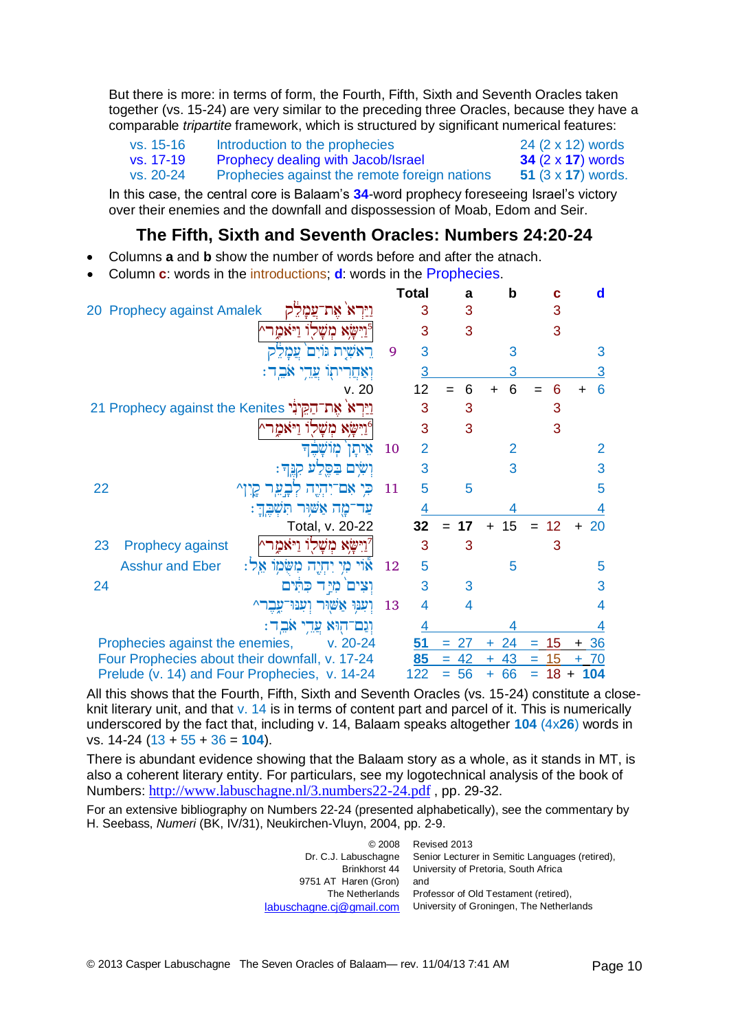But there is more: in terms of form, the Fourth, Fifth, Sixth and Seventh Oracles taken together (vs. 15-24) are very similar to the preceding three Oracles, because they have a comparable *tripartite* framework, which is structured by significant numerical features:

| | | |
|---|---|---|
| vs. 15-16 | Introduction to the prophecies | 24 (2 x 12) words |
| vs. 17-19 | Prophecy dealing with Jacob/Israel | **34** (2 x **17**) words |
| vs. 20-24 | Prophecies against the remote foreign nations | **51** (3 x **17**) words. |

In this case, the central core is Balaam's **34**-word prophecy foreseeing Israel's victory over their enemies and the downfall and dispossession of Moab, Edom and Seir.

## The Fifth, Sixth and Seventh Oracles: Numbers 24:20-24

- Columns **a** and **b** show the number of words before and after the atnach.
- Column **c**: words in the introductions; **d**: words in the Prophecies.

| | | | Total | | a | | b | | c | | d |
|---|---|---|---|---|---|---|---|---|---|---|---|
| 20 Prophecy against Amalek | וַיַּרְא֙ אֶת־עֲמָלֵ֔ק | | 3 | | 3 | | | | 3 | | |
| | וַיִּשָּׂ֥א מְשָׁל֖וֹ וַיֹּאמַ֑ר^ | | 3 | | 3 | | | | 3 | | |
| | רֵאשִׁ֤ית גּוֹיִם֙ עֲמָלֵ֔ק | 9 | 3 | | | | 3 | | | | 3 |
| | וְאַחֲרִית֖וֹ עֲדֵ֥י אֹבֵֽד׃ | | 3 | | | | 3 | | | | 3 |
| | v. 20 | | 12 | = | 6 | + | 6 | = | 6 | + | 6 |
| 21 Prophecy against the Kenites | וַיַּרְא֙ אֶת־הַקֵּינִ֔י | | 3 | | 3 | | | | 3 | | |
| | וַיִּשָּׂ֥א מְשָׁל֖וֹ וַיֹּאמַ֑ר^ | | 3 | | 3 | | | | 3 | | |
| | אֵיתָן֙ מֽוֹשָׁבֶ֔ךָ | 10 | 2 | | | | 2 | | | | 2 |
| | וְשִׂ֥ים בַּסֶּ֖לַע קִנֶּֽךָ׃ | | 3 | | | | 3 | | | | 3 |
| 22 | כִּ֚י אִם־יִהְיֶ֣ה לְבָ֣עֵֽר קָ֑יִן^ | 11 | 5 | | 5 | | | | | | 5 |
| | עַד־מָ֖ה אַשּׁ֥וּר תִּשְׁבֶּֽךָּ׃ | | 4 | | | | 4 | | | | 4 |
| | Total, v. 20-22 | | **32** | = | **17** | + | 15 | = | 12 | + | 20 |
| 23 Prophecy against Asshur and Eber | וַיִּשָּׂ֥א מְשָׁל֖וֹ וַיֹּאמַ֑ר^ | | 3 | | 3 | | | | 3 | | |
| | א֕וֹי מִ֥י יִחְיֶ֖ה מִשֻּׂמ֥וֹ אֵֽל׃ | 12 | 5 | | | | 5 | | | | 5 |
| 24 | וְצִים֙ מִיַּ֣ד כִּתִּ֔ים | | 3 | | 3 | | | | | | 3 |
| | וְעִנּ֥וּ אַשּׁ֖וּר וְעִנּוּ־עֵ֑בֶר^ | 13 | 4 | | 4 | | | | | | 4 |
| | וְגַם־ה֖וּא עֲדֵ֥י אֹבֵֽד׃ | | 4 | | | | 4 | | | | 4 |
| Prophecies against the enemies, | v. 20-24 | | **51** | = | 27 | + | 24 | = | 15 | + | 36 |
| Four Prophecies about their downfall, | v. 17-24 | | **85** | = | 42 | + | 43 | = | 15 | + | 70 |
| Prelude (v. 14) and Four Prophecies, | v. 14-24 | | 122 | = | 56 | + | 66 | = | 18 | + | **104** |

All this shows that the Fourth, Fifth, Sixth and Seventh Oracles (vs. 15-24) constitute a close-knit literary unit, and that v. 14 is in terms of content part and parcel of it. This is numerically underscored by the fact that, including v. 14, Balaam speaks altogether **104** (4x**26**) words in vs. 14-24 (13 + 55 + 36 = **104**).

There is abundant evidence showing that the Balaam story as a whole, as it stands in MT, is also a coherent literary entity. For particulars, see my logotechnical analysis of the book of Numbers: http://www.labuschagne.nl/3.numbers22-24.pdf , pp. 29-32.

For an extensive bibliography on Numbers 22-24 (presented alphabetically), see the commentary by H. Seebass, *Numeri* (BK, IV/31), Neukirchen-Vluyn, 2004, pp. 2-9.

© 2008 Revised 2013
Dr. C.J. Labuschagne
Brinkhorst 44
9751 AT Haren (Gron)
The Netherlands
labuschagne.cj@gmail.com

Senior Lecturer in Semitic Languages (retired),
University of Pretoria, South Africa
and
Professor of Old Testament (retired),
University of Groningen, The Netherlands